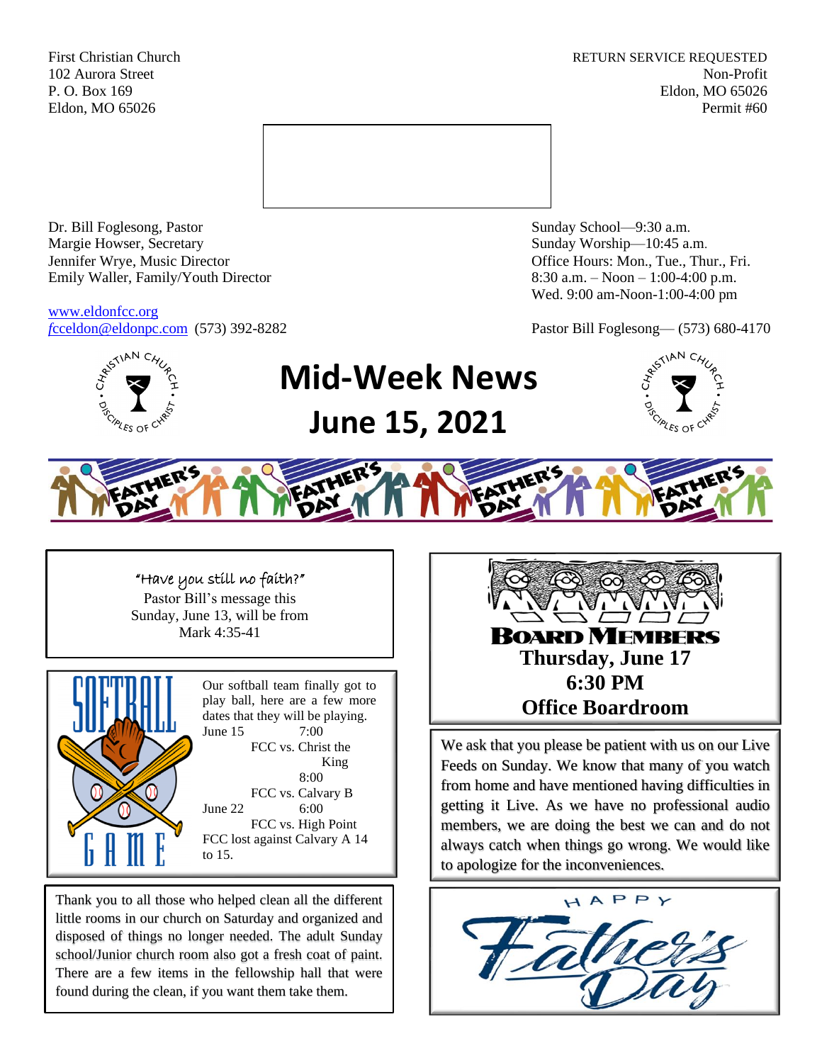First Christian Church
102 Aurora Street
P. O. Box 169
Eldon, MO 65026

RETURN SERVICE REQUESTED
Non-Profit
Eldon, MO 65026
Permit #60

Dr. Bill Foglesong, Pastor
Margie Howser, Secretary
Jennifer Wrye, Music Director
Emily Waller, Family/Youth Director

www.eldonfcc.org
fcceldon@eldonpc.com (573) 392-8282

Sunday School—9:30 a.m.
Sunday Worship—10:45 a.m.
Office Hours: Mon., Tue., Thur., Fri.
8:30 a.m. – Noon – 1:00-4:00 p.m.
Wed. 9:00 am-Noon-1:00-4:00 pm

Pastor Bill Foglesong— (573) 680-4170

# Mid-Week News
# June 15, 2021

FATHER'S DAY

*"Have you still no faith?"*
Pastor Bill's message this Sunday, June 13, will be from Mark 4:35-41

## SOFTBALL GAME

Our softball team finally got to play ball, here are a few more dates that they will be playing.

June 15 — 7:00 — FCC vs. Christ the King
8:00 — FCC vs. Calvary B
June 22 — 6:00 — FCC vs. High Point

FCC lost against Calvary A 14 to 15.

Thank you to all those who helped clean all the different little rooms in our church on Saturday and organized and disposed of things no longer needed. The adult Sunday school/Junior church room also got a fresh coat of paint. There are a few items in the fellowship hall that were found during the clean, if you want them take them.

## BOARD MEMBERS
**Thursday, June 17**
**6:30 PM**
**Office Boardroom**

We ask that you please be patient with us on our Live Feeds on Sunday. We know that many of you watch from home and have mentioned having difficulties in getting it Live. As we have no professional audio members, we are doing the best we can and do not always catch when things go wrong. We would like to apologize for the inconveniences.

HAPPY Father's Day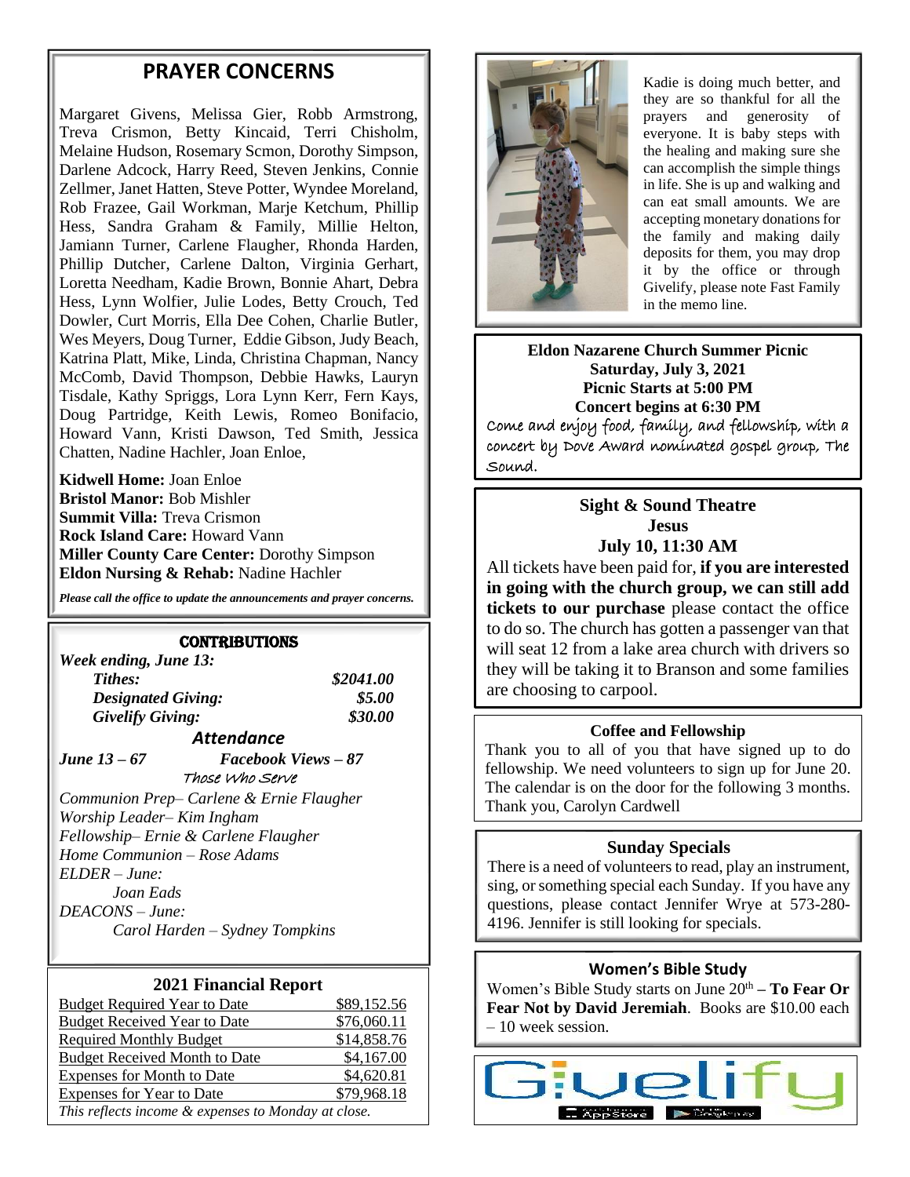## PRAYER CONCERNS

Margaret Givens, Melissa Gier, Robb Armstrong, Treva Crismon, Betty Kincaid, Terri Chisholm, Melaine Hudson, Rosemary Scmon, Dorothy Simpson, Darlene Adcock, Harry Reed, Steven Jenkins, Connie Zellmer, Janet Hatten, Steve Potter, Wyndee Moreland, Rob Frazee, Gail Workman, Marje Ketchum, Phillip Hess, Sandra Graham & Family, Millie Helton, Jamiann Turner, Carlene Flaugher, Rhonda Harden, Phillip Dutcher, Carlene Dalton, Virginia Gerhart, Loretta Needham, Kadie Brown, Bonnie Ahart, Debra Hess, Lynn Wolfier, Julie Lodes, Betty Crouch, Ted Dowler, Curt Morris, Ella Dee Cohen, Charlie Butler, Wes Meyers, Doug Turner, Eddie Gibson, Judy Beach, Katrina Platt, Mike, Linda, Christina Chapman, Nancy McComb, David Thompson, Debbie Hawks, Lauryn Tisdale, Kathy Spriggs, Lora Lynn Kerr, Fern Kays, Doug Partridge, Keith Lewis, Romeo Bonifacio, Howard Vann, Kristi Dawson, Ted Smith, Jessica Chatten, Nadine Hachler, Joan Enloe,

**Kidwell Home:** Joan Enloe
**Bristol Manor:** Bob Mishler
**Summit Villa:** Treva Crismon
**Rock Island Care:** Howard Vann
**Miller County Care Center:** Dorothy Simpson
**Eldon Nursing & Rehab:** Nadine Hachler

***Please call the office to update the announcements and prayer concerns.***

## CONTRIBUTIONS

***Week ending, June 13:***

| | |
|---|---|
| ***Tithes:*** | ***$2041.00*** |
| ***Designated Giving:*** | ***$5.00*** |
| ***Givelify Giving:*** | ***$30.00*** |

### *Attendance*

***June 13 – 67*** ***Facebook Views – 87***

*Those Who Serve*

*Communion Prep– Carlene & Ernie Flaugher*
*Worship Leader– Kim Ingham*
*Fellowship– Ernie & Carlene Flaugher*
*Home Communion – Rose Adams*
*ELDER – June:*
*Joan Eads*
*DEACONS – June:*
*Carol Harden – Sydney Tompkins*

## 2021 Financial Report

| | |
|---|---|
| Budget Required Year to Date | $89,152.56 |
| Budget Received Year to Date | $76,060.11 |
| Required Monthly Budget | $14,858.76 |
| Budget Received Month to Date | $4,167.00 |
| Expenses for Month to Date | $4,620.81 |
| Expenses for Year to Date | $79,968.18 |

*This reflects income & expenses to Monday at close.*

Kadie is doing much better, and they are so thankful for all the prayers and generosity of everyone. It is baby steps with the healing and making sure she can accomplish the simple things in life. She is up and walking and can eat small amounts. We are accepting monetary donations for the family and making daily deposits for them, you may drop it by the office or through Givelify, please note Fast Family in the memo line.

**Eldon Nazarene Church Summer Picnic**
**Saturday, July 3, 2021**
**Picnic Starts at 5:00 PM**
**Concert begins at 6:30 PM**

Come and enjoy food, family, and fellowship, with a concert by Dove Award nominated gospel group, The Sound.

**Sight & Sound Theatre**
**Jesus**
**July 10, 11:30 AM**

All tickets have been paid for, **if you are interested in going with the church group, we can still add tickets to our purchase** please contact the office to do so. The church has gotten a passenger van that will seat 12 from a lake area church with drivers so they will be taking it to Branson and some families are choosing to carpool.

### Coffee and Fellowship

Thank you to all of you that have signed up to do fellowship. We need volunteers to sign up for June 20. The calendar is on the door for the following 3 months. Thank you, Carolyn Cardwell

### Sunday Specials

There is a need of volunteers to read, play an instrument, sing, or something special each Sunday. If you have any questions, please contact Jennifer Wrye at 573-280-4196. Jennifer is still looking for specials.

### Women's Bible Study

Women's Bible Study starts on June 20th – **To Fear Or Fear Not by David Jeremiah**. Books are $10.00 each – 10 week session.

Givelify